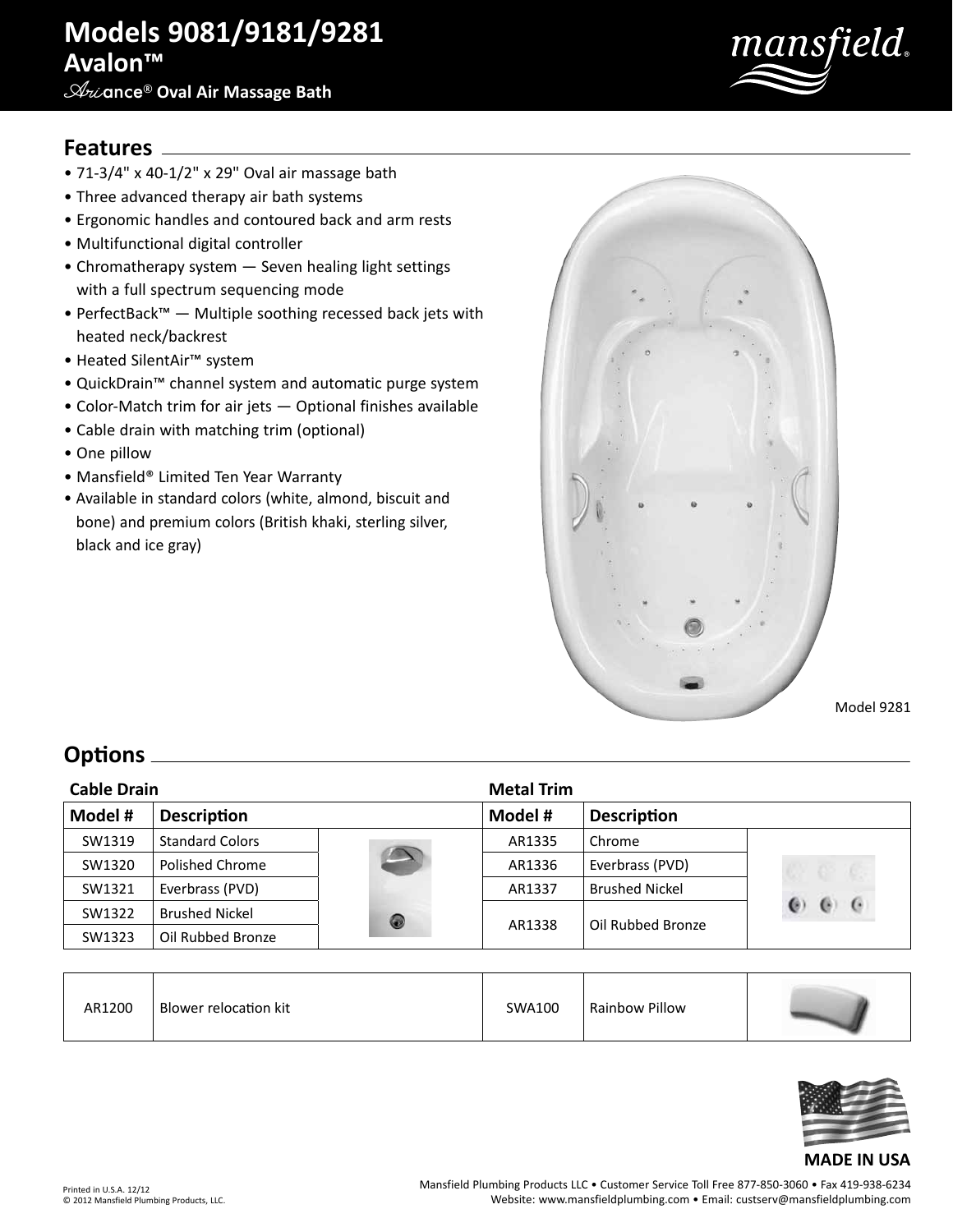# Models 9081/9181/9281

## Avalon™

### Ariance® Oval Air Massage Bath

## Features

- 71-3/4" x 40-1/2" x 29" Oval air massage bath
- Three advanced therapy air bath systems
- Ergonomic handles and contoured back and arm rests
- Multifunctional digital controller
- Chromatherapy system — Seven healing light settings with a full spectrum sequencing mode
- PerfectBack™ — Multiple soothing recessed back jets with heated neck/backrest
- Heated SilentAir™ system
- QuickDrain™ channel system and automatic purge system
- Color-Match trim for air jets — Optional finishes available
- Cable drain with matching trim (optional)
- One pillow
- Mansfield® Limited Ten Year Warranty
- Available in standard colors (white, almond, biscuit and bone) and premium colors (British khaki, sterling silver, black and ice gray)

Model 9281

## Options

| Cable Drain | | | Metal Trim | | |
|---|---|---|---|---|---|
| **Model #** | **Description** | | **Model #** | **Description** | |
| SW1319 | Standard Colors | | AR1335 | Chrome | |
| SW1320 | Polished Chrome | | AR1336 | Everbrass (PVD) | |
| SW1321 | Everbrass (PVD) | | AR1337 | Brushed Nickel | |
| SW1322 | Brushed Nickel | | AR1338 | Oil Rubbed Bronze | |
| SW1323 | Oil Rubbed Bronze | | | | |

| | | | | |
|---|---|---|---|---|
| AR1200 | Blower relocation kit | SWA100 | Rainbow Pillow | |

MADE IN USA

Printed in U.S.A. 12/12
© 2012 Mansfield Plumbing Products, LLC.

Mansfield Plumbing Products LLC • Customer Service Toll Free 877-850-3060 • Fax 419-938-6234
Website: www.mansfieldplumbing.com • Email: custserv@mansfieldplumbing.com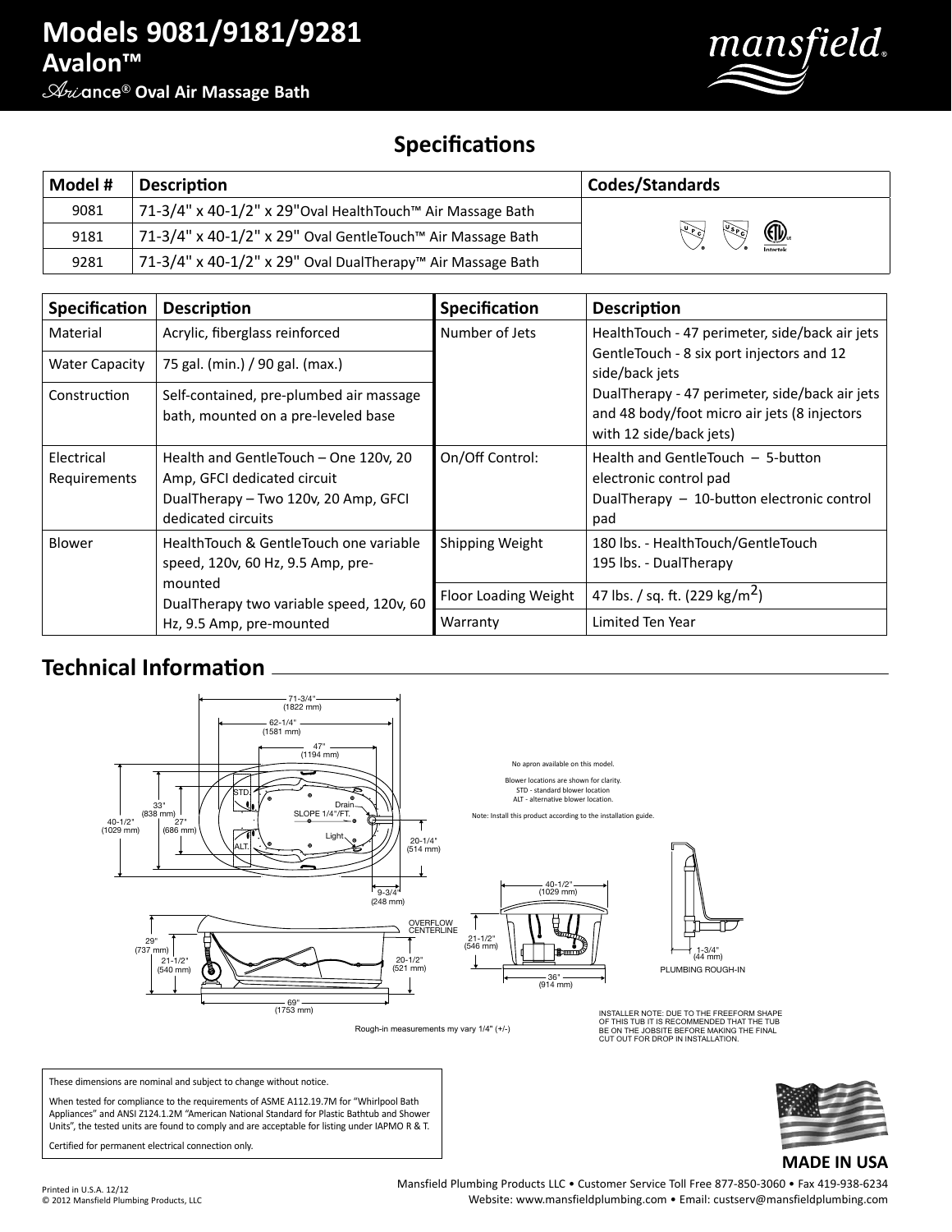# Models 9081/9181/9281

## Avalon™

### Ariance® Oval Air Massage Bath

## Specifications

| Model # | Description | Codes/Standards |
|---|---|---|
| 9081 | 71-3/4" x 40-1/2" x 29" Oval HealthTouch™ Air Massage Bath | |
| 9181 | 71-3/4" x 40-1/2" x 29" Oval GentleTouch™ Air Massage Bath | |
| 9281 | 71-3/4" x 40-1/2" x 29" Oval DualTherapy™ Air Massage Bath | |

| Specification | Description | Specification | Description |
|---|---|---|---|
| Material | Acrylic, fiberglass reinforced | Number of Jets | HealthTouch - 47 perimeter, side/back air jets<br>GentleTouch - 8 six port injectors and 12 side/back jets<br>DualTherapy - 47 perimeter, side/back air jets and 48 body/foot micro air jets (8 injectors with 12 side/back jets) |
| Water Capacity | 75 gal. (min.) / 90 gal. (max.) | | |
| Construction | Self-contained, pre-plumbed air massage bath, mounted on a pre-leveled base | | |
| Electrical Requirements | Health and GentleTouch – One 120v, 20 Amp, GFCI dedicated circuit<br>DualTherapy – Two 120v, 20 Amp, GFCI dedicated circuits | On/Off Control: | Health and GentleTouch – 5-button electronic control pad<br>DualTherapy – 10-button electronic control pad |
| Blower | HealthTouch & GentleTouch one variable speed, 120v, 60 Hz, 9.5 Amp, pre-mounted<br>DualTherapy two variable speed, 120v, 60 Hz, 9.5 Amp, pre-mounted | Shipping Weight | 180 lbs. - HealthTouch/GentleTouch<br>195 lbs. - DualTherapy |
| | | Floor Loading Weight | 47 lbs. / sq. ft. (229 kg/$m^2$) |
| | | Warranty | Limited Ten Year |

## Technical Information

71-3/4" (1822 mm)
62-1/4" (1581 mm)
47" (1194 mm)
40-1/2" (1029 mm)
33" (838 mm)
27" (686 mm)
STD.
ALT.
Drain
SLOPE 1/4"/FT.
Light
20-1/4" (514 mm)
9-3/4" (248 mm)

No apron available on this model.

Blower locations are shown for clarity.
STD - standard blower location
ALT - alternative blower location.

Note: Install this product according to the installation guide.

29" (737 mm)
21-1/2" (540 mm)
OVERFLOW CENTERLINE
20-1/2" (521 mm)
69" (1753 mm)

40-1/2" (1029 mm)
21-1/2" (546 mm)
36" (914 mm)

1-3/4" (44 mm)
PLUMBING ROUGH-IN

Rough-in measurements my vary 1/4" (+/-)

INSTALLER NOTE: DUE TO THE FREEFORM SHAPE OF THIS TUB IT IS RECOMMENDED THAT THE TUB BE ON THE JOBSITE BEFORE MAKING THE FINAL CUT OUT FOR DROP IN INSTALLATION.

These dimensions are nominal and subject to change without notice.

When tested for compliance to the requirements of ASME A112.19.7M for "Whirlpool Bath Appliances" and ANSI Z124.1.2M "American National Standard for Plastic Bathtub and Shower Units", the tested units are found to comply and are acceptable for listing under IAPMO R & T.

Certified for permanent electrical connection only.

**MADE IN USA**

Printed in U.S.A. 12/12
© 2012 Mansfield Plumbing Products, LLC

Mansfield Plumbing Products LLC • Customer Service Toll Free 877-850-3060 • Fax 419-938-6234
Website: www.mansfieldplumbing.com • Email: custserv@mansfieldplumbing.com